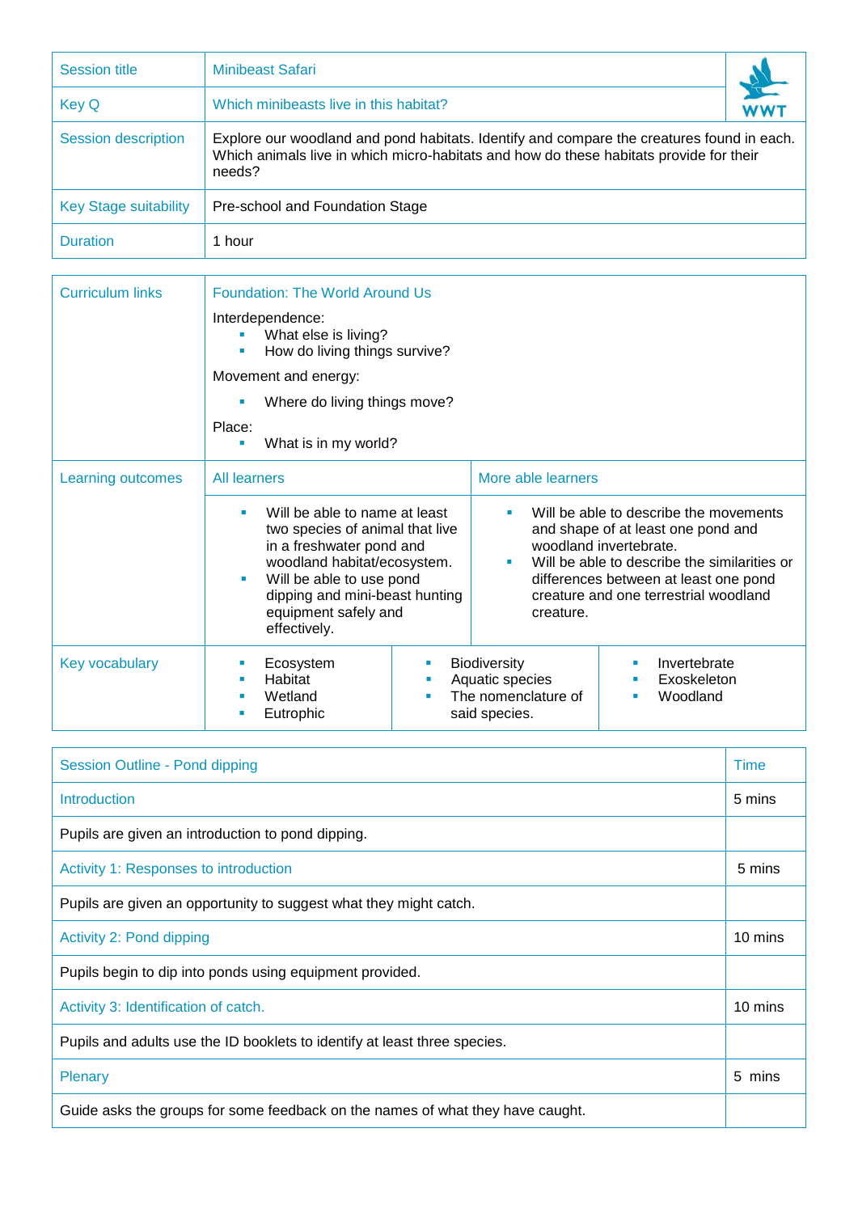| Session title | Minibeast Safari |
|---|---|
| Key Q | Which minibeasts live in this habitat? |
| Session description | Explore our woodland and pond habitats. Identify and compare the creatures found in each. Which animals live in which micro-habitats and how do these habitats provide for their needs? |
| Key Stage suitability | Pre-school and Foundation Stage |
| Duration | 1 hour |

| Curriculum links | Foundation: The World Around Us<br><br>Interdependence:<br>▪ What else is living?<br>▪ How do living things survive?<br><br>Movement and energy:<br>▪ Where do living things move?<br><br>Place:<br>▪ What is in my world? | | |
|---|---|---|---|
| Learning outcomes | All learners | More able learners | |
| | ▪ Will be able to name at least two species of animal that live in a freshwater pond and woodland habitat/ecosystem.<br>▪ Will be able to use pond dipping and mini-beast hunting equipment safely and effectively. | ▪ Will be able to describe the movements and shape of at least one pond and woodland invertebrate.<br>▪ Will be able to describe the similarities or differences between at least one pond creature and one terrestrial woodland creature. | |
| Key vocabulary | ▪ Ecosystem<br>▪ Habitat<br>▪ Wetland<br>▪ Eutrophic | ▪ Biodiversity<br>▪ Aquatic species<br>▪ The nomenclature of said species. | ▪ Invertebrate<br>▪ Exoskeleton<br>▪ Woodland |

| Session Outline - Pond dipping | Time |
|---|---|
| Introduction | 5 mins |
| Pupils are given an introduction to pond dipping. | |
| Activity 1: Responses to introduction | 5 mins |
| Pupils are given an opportunity to suggest what they might catch. | |
| Activity 2: Pond dipping | 10 mins |
| Pupils begin to dip into ponds using equipment provided. | |
| Activity 3: Identification of catch. | 10 mins |
| Pupils and adults use the ID booklets to identify at least three species. | |
| Plenary | 5 mins |
| Guide asks the groups for some feedback on the names of what they have caught. | |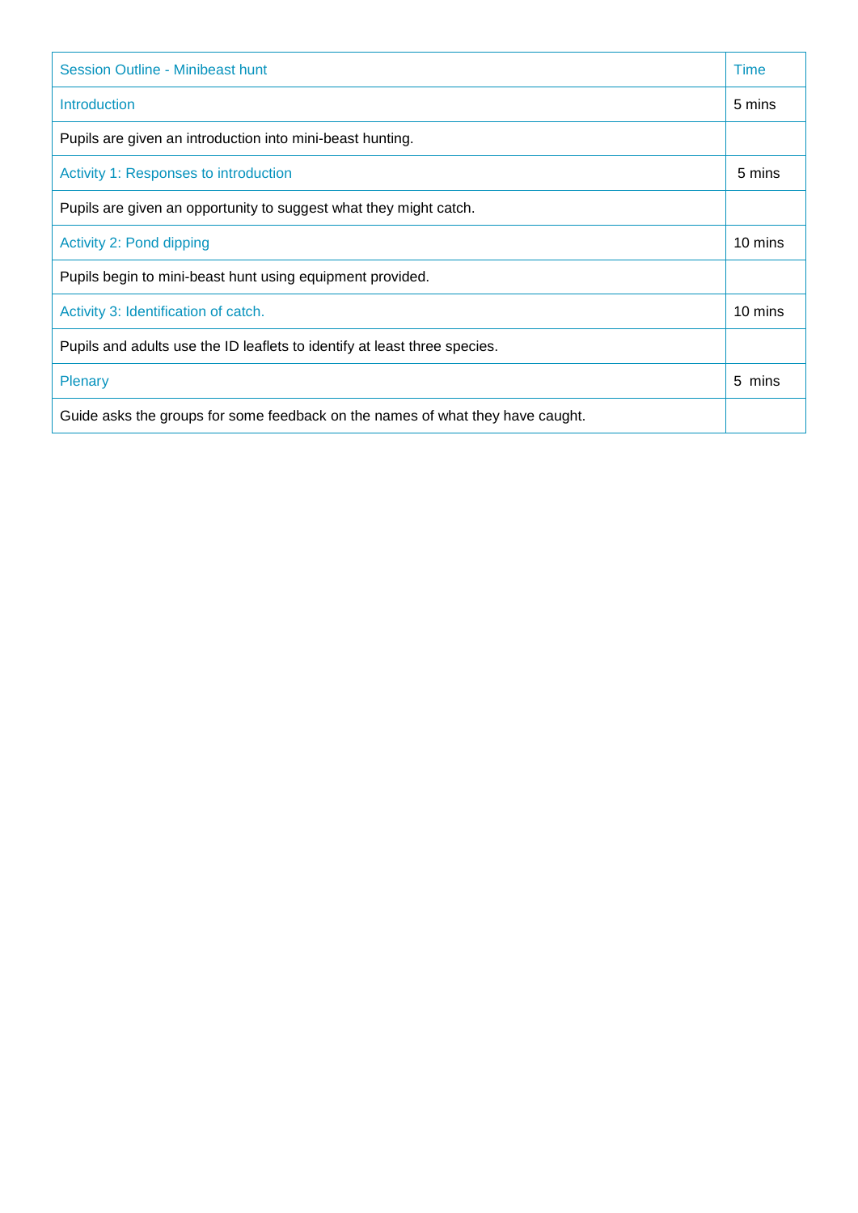| Session Outline - Minibeast hunt | Time |
|---|---|
| Introduction | 5 mins |
| Pupils are given an introduction into mini-beast hunting. | |
| Activity 1: Responses to introduction | 5 mins |
| Pupils are given an opportunity to suggest what they might catch. | |
| Activity 2: Pond dipping | 10 mins |
| Pupils begin to mini-beast hunt using equipment provided. | |
| Activity 3: Identification of catch. | 10 mins |
| Pupils and adults use the ID leaflets to identify at least three species. | |
| Plenary | 5 mins |
| Guide asks the groups for some feedback on the names of what they have caught. | |